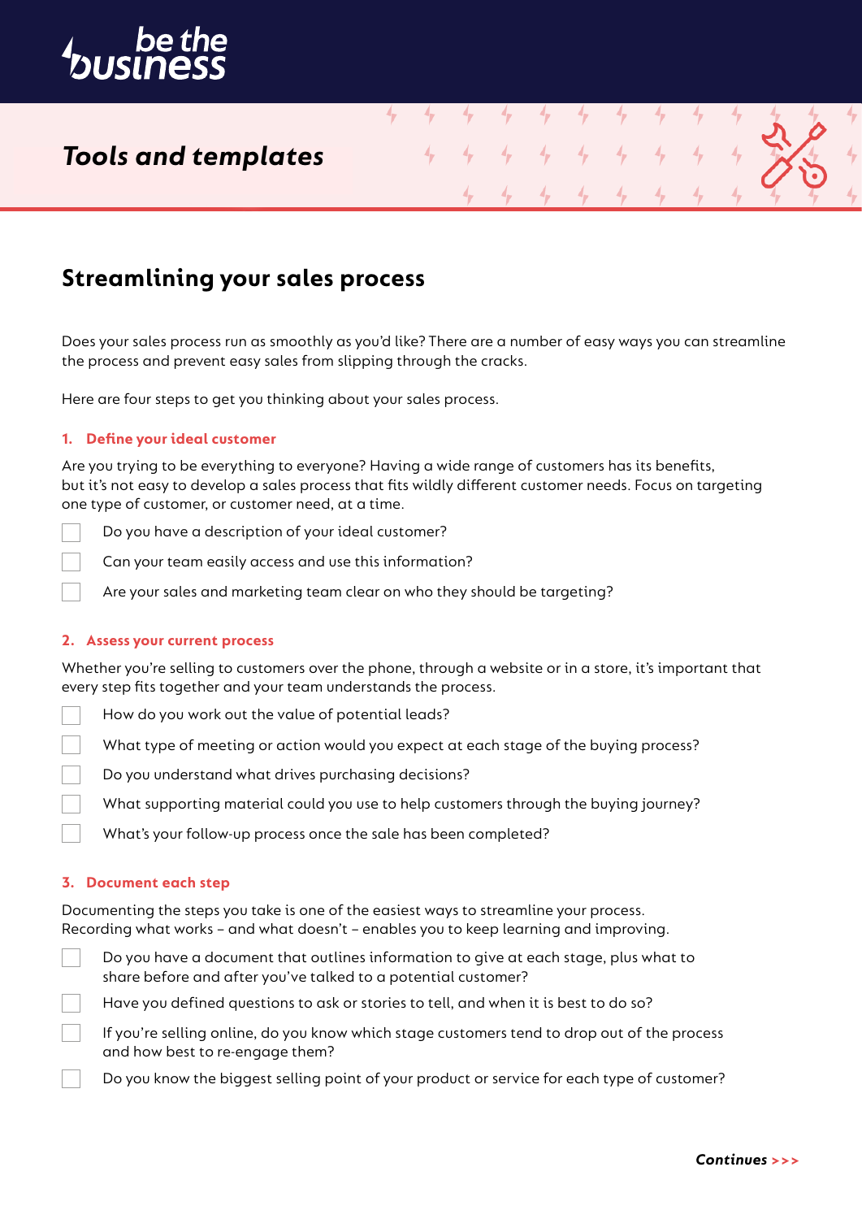be the business

*Tools and templates*

# Streamlining your sales process

Does your sales process run as smoothly as you'd like? There are a number of easy ways you can streamline the process and prevent easy sales from slipping through the cracks.

Here are four steps to get you thinking about your sales process.

### 1. Define your ideal customer

Are you trying to be everything to everyone? Having a wide range of customers has its benefits, but it's not easy to develop a sales process that fits wildly different customer needs. Focus on targeting one type of customer, or customer need, at a time.

- [ ] Do you have a description of your ideal customer?
- [ ] Can your team easily access and use this information?
- [ ] Are your sales and marketing team clear on who they should be targeting?

### 2. Assess your current process

Whether you're selling to customers over the phone, through a website or in a store, it's important that every step fits together and your team understands the process.

- [ ] How do you work out the value of potential leads?
- [ ] What type of meeting or action would you expect at each stage of the buying process?
- [ ] Do you understand what drives purchasing decisions?
- [ ] What supporting material could you use to help customers through the buying journey?
- [ ] What's your follow-up process once the sale has been completed?

### 3. Document each step

Documenting the steps you take is one of the easiest ways to streamline your process. Recording what works – and what doesn't – enables you to keep learning and improving.

- [ ] Do you have a document that outlines information to give at each stage, plus what to share before and after you've talked to a potential customer?
- [ ] Have you defined questions to ask or stories to tell, and when it is best to do so?
- [ ] If you're selling online, do you know which stage customers tend to drop out of the process and how best to re-engage them?
- [ ] Do you know the biggest selling point of your product or service for each type of customer?

***Continues >>>***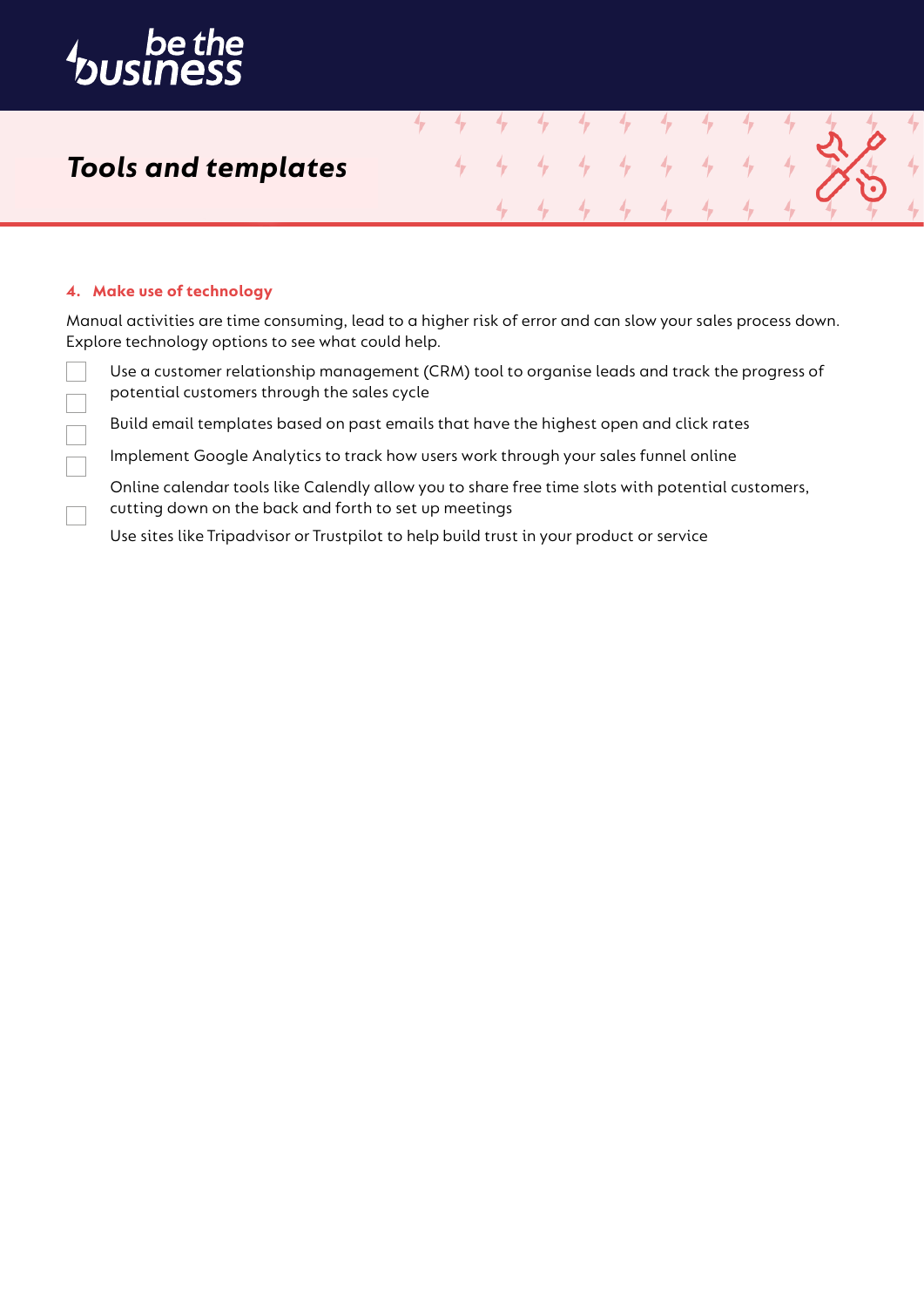## Tools and templates

### 4. Make use of technology

Manual activities are time consuming, lead to a higher risk of error and can slow your sales process down. Explore technology options to see what could help.

- [ ] Use a customer relationship management (CRM) tool to organise leads and track the progress of potential customers through the sales cycle
- [ ] Build email templates based on past emails that have the highest open and click rates
- [ ] Implement Google Analytics to track how users work through your sales funnel online
- [ ] Online calendar tools like Calendly allow you to share free time slots with potential customers, cutting down on the back and forth to set up meetings
- [ ] Use sites like Tripadvisor or Trustpilot to help build trust in your product or service